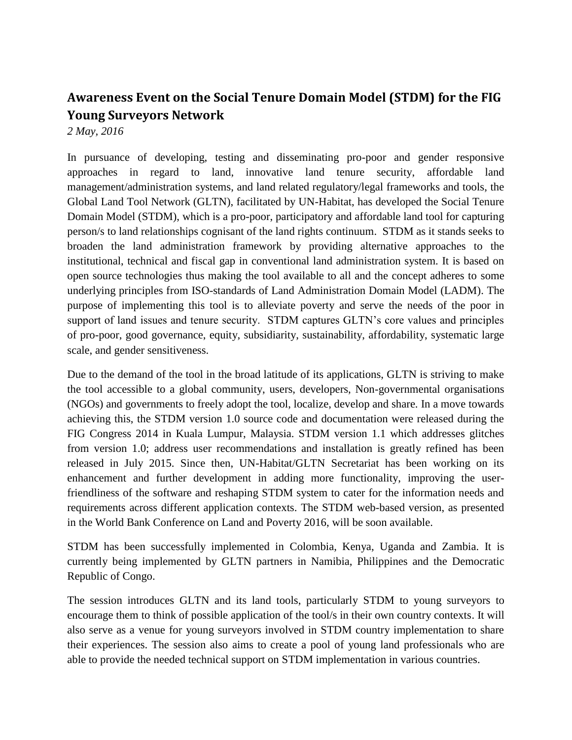## Awareness Event on the Social Tenure Domain Model (STDM) for the FIG Young Surveyors Network

*2 May, 2016*

In pursuance of developing, testing and disseminating pro-poor and gender responsive approaches in regard to land, innovative land tenure security, affordable land management/administration systems, and land related regulatory/legal frameworks and tools, the Global Land Tool Network (GLTN), facilitated by UN-Habitat, has developed the Social Tenure Domain Model (STDM), which is a pro-poor, participatory and affordable land tool for capturing person/s to land relationships cognisant of the land rights continuum. STDM as it stands seeks to broaden the land administration framework by providing alternative approaches to the institutional, technical and fiscal gap in conventional land administration system. It is based on open source technologies thus making the tool available to all and the concept adheres to some underlying principles from ISO-standards of Land Administration Domain Model (LADM). The purpose of implementing this tool is to alleviate poverty and serve the needs of the poor in support of land issues and tenure security. STDM captures GLTN's core values and principles of pro-poor, good governance, equity, subsidiarity, sustainability, affordability, systematic large scale, and gender sensitiveness.

Due to the demand of the tool in the broad latitude of its applications, GLTN is striving to make the tool accessible to a global community, users, developers, Non-governmental organisations (NGOs) and governments to freely adopt the tool, localize, develop and share. In a move towards achieving this, the STDM version 1.0 source code and documentation were released during the FIG Congress 2014 in Kuala Lumpur, Malaysia. STDM version 1.1 which addresses glitches from version 1.0; address user recommendations and installation is greatly refined has been released in July 2015. Since then, UN-Habitat/GLTN Secretariat has been working on its enhancement and further development in adding more functionality, improving the user-friendliness of the software and reshaping STDM system to cater for the information needs and requirements across different application contexts. The STDM web-based version, as presented in the World Bank Conference on Land and Poverty 2016, will be soon available.

STDM has been successfully implemented in Colombia, Kenya, Uganda and Zambia. It is currently being implemented by GLTN partners in Namibia, Philippines and the Democratic Republic of Congo.

The session introduces GLTN and its land tools, particularly STDM to young surveyors to encourage them to think of possible application of the tool/s in their own country contexts. It will also serve as a venue for young surveyors involved in STDM country implementation to share their experiences. The session also aims to create a pool of young land professionals who are able to provide the needed technical support on STDM implementation in various countries.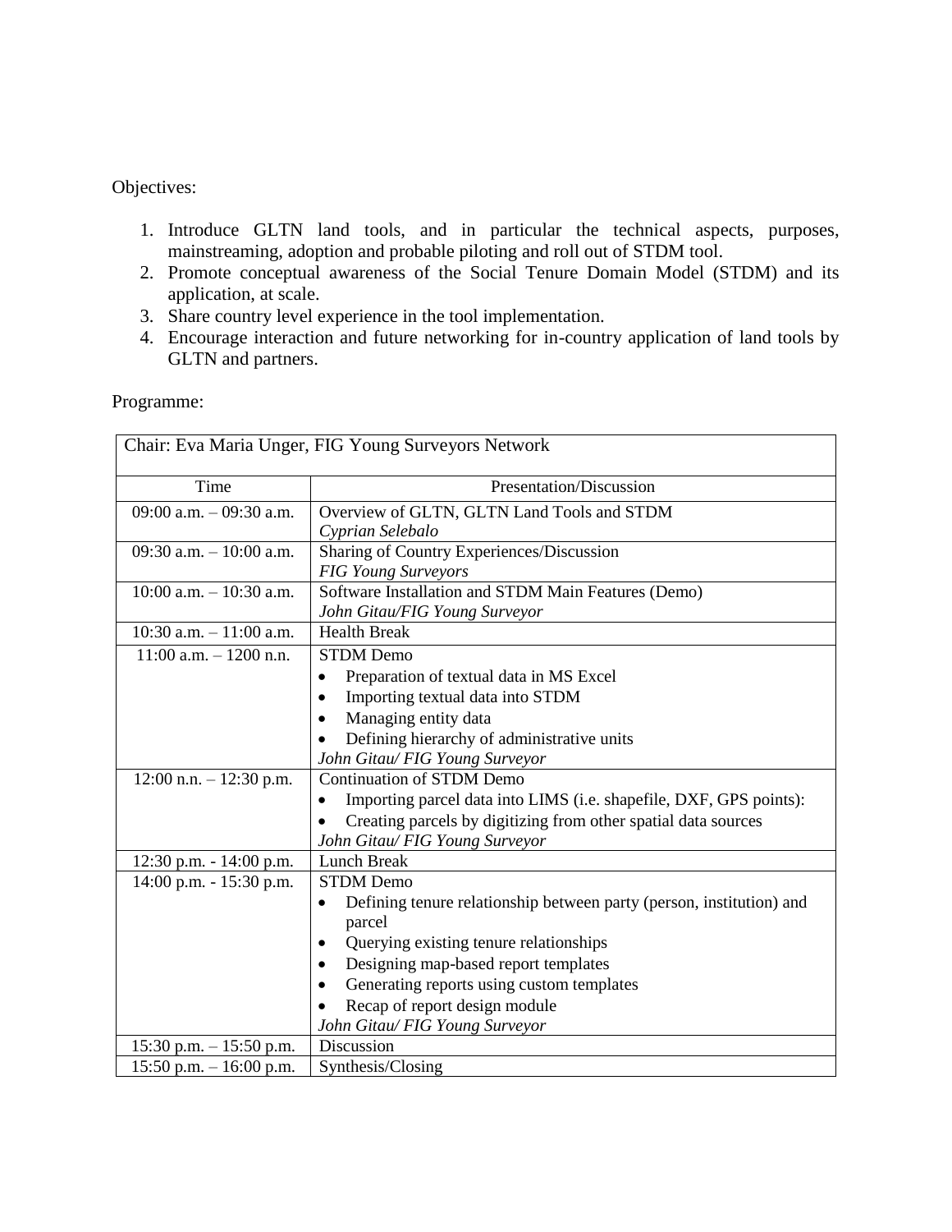Objectives:

1. Introduce GLTN land tools, and in particular the technical aspects, purposes, mainstreaming, adoption and probable piloting and roll out of STDM tool.
2. Promote conceptual awareness of the Social Tenure Domain Model (STDM) and its application, at scale.
3. Share country level experience in the tool implementation.
4. Encourage interaction and future networking for in-country application of land tools by GLTN and partners.

Programme:

| Chair: Eva Maria Unger, FIG Young Surveyors Network | |
|---|---|
| Time | Presentation/Discussion |
| 09:00 a.m. – 09:30 a.m. | Overview of GLTN, GLTN Land Tools and STDM<br>*Cyprian Selebalo* |
| 09:30 a.m. – 10:00 a.m. | Sharing of Country Experiences/Discussion<br>*FIG Young Surveyors* |
| 10:00 a.m. – 10:30 a.m. | Software Installation and STDM Main Features (Demo)<br>*John Gitau/FIG Young Surveyor* |
| 10:30 a.m. – 11:00 a.m. | Health Break |
| 11:00 a.m. – 1200 n.n. | STDM Demo<br>• Preparation of textual data in MS Excel<br>• Importing textual data into STDM<br>• Managing entity data<br>• Defining hierarchy of administrative units<br>*John Gitau/ FIG Young Surveyor* |
| 12:00 n.n. – 12:30 p.m. | Continuation of STDM Demo<br>• Importing parcel data into LIMS (i.e. shapefile, DXF, GPS points):<br>• Creating parcels by digitizing from other spatial data sources<br>*John Gitau/ FIG Young Surveyor* |
| 12:30 p.m. - 14:00 p.m. | Lunch Break |
| 14:00 p.m. - 15:30 p.m. | STDM Demo<br>• Defining tenure relationship between party (person, institution) and parcel<br>• Querying existing tenure relationships<br>• Designing map-based report templates<br>• Generating reports using custom templates<br>• Recap of report design module<br>*John Gitau/ FIG Young Surveyor* |
| 15:30 p.m. – 15:50 p.m. | Discussion |
| 15:50 p.m. – 16:00 p.m. | Synthesis/Closing |